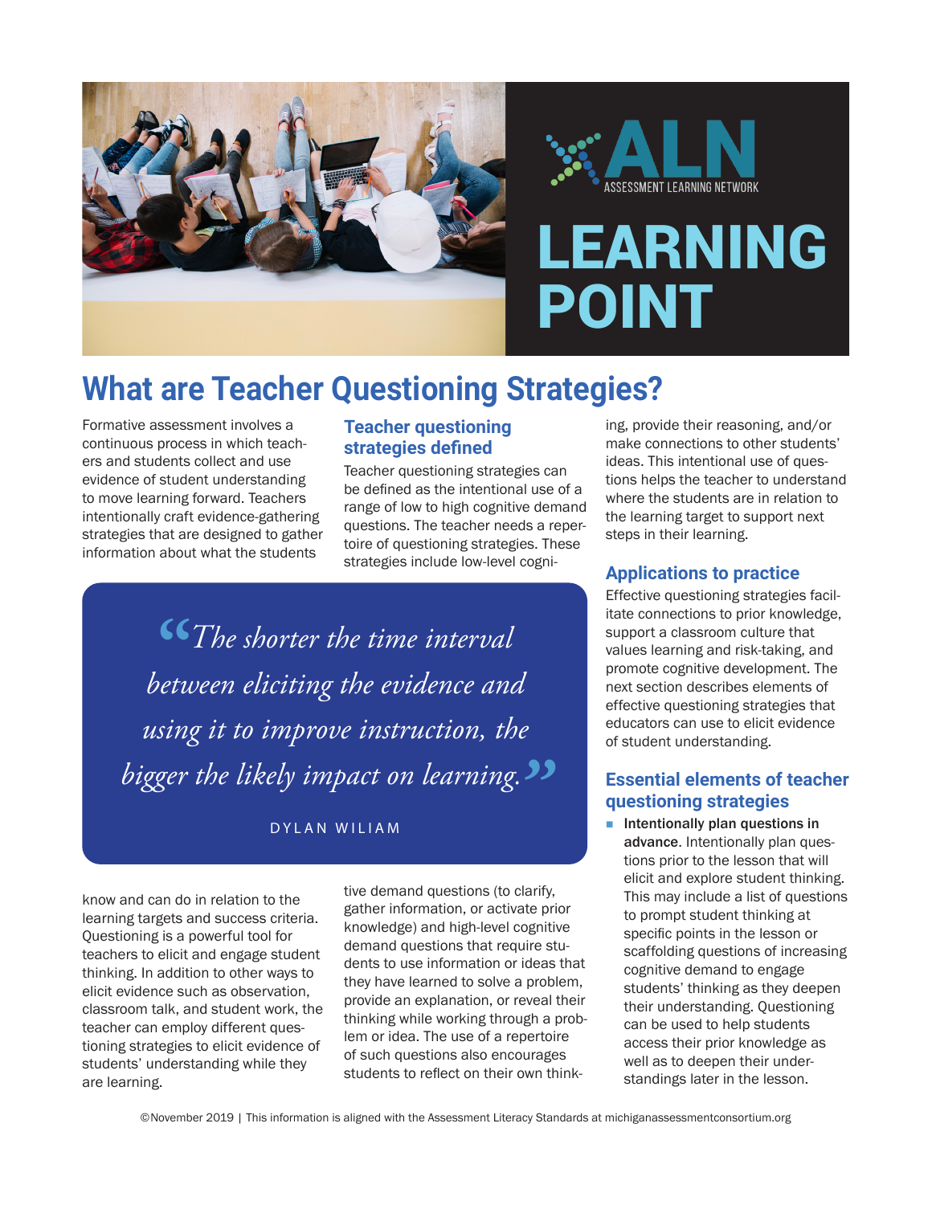ALN
ASSESSMENT LEARNING NETWORK

LEARNING POINT

# What are Teacher Questioning Strategies?

Formative assessment involves a continuous process in which teachers and students collect and use evidence of student understanding to move learning forward. Teachers intentionally craft evidence-gathering strategies that are designed to gather information about what the students know and can do in relation to the learning targets and success criteria. Questioning is a powerful tool for teachers to elicit and engage student thinking. In addition to other ways to elicit evidence such as observation, classroom talk, and student work, the teacher can employ different questioning strategies to elicit evidence of students' understanding while they are learning.

## Teacher questioning strategies defined

Teacher questioning strategies can be defined as the intentional use of a range of low to high cognitive demand questions. The teacher needs a repertoire of questioning strategies. These strategies include low-level cognitive demand questions (to clarify, gather information, or activate prior knowledge) and high-level cognitive demand questions that require students to use information or ideas that they have learned to solve a problem, provide an explanation, or reveal their thinking while working through a problem or idea. The use of a repertoire of such questions also encourages students to reflect on their own thinking, provide their reasoning, and/or make connections to other students' ideas. This intentional use of questions helps the teacher to understand where the students are in relation to the learning target to support next steps in their learning.

> *"The shorter the time interval between eliciting the evidence and using it to improve instruction, the bigger the likely impact on learning."*
>
> DYLAN WILIAM

## Applications to practice

Effective questioning strategies facilitate connections to prior knowledge, support a classroom culture that values learning and risk-taking, and promote cognitive development. The next section describes elements of effective questioning strategies that educators can use to elicit evidence of student understanding.

## Essential elements of teacher questioning strategies

- **Intentionally plan questions in advance**. Intentionally plan questions prior to the lesson that will elicit and explore student thinking. This may include a list of questions to prompt student thinking at specific points in the lesson or scaffolding questions of increasing cognitive demand to engage students' thinking as they deepen their understanding. Questioning can be used to help students access their prior knowledge as well as to deepen their understandings later in the lesson.

©November 2019 | This information is aligned with the Assessment Literacy Standards at michiganassessmentconsortium.org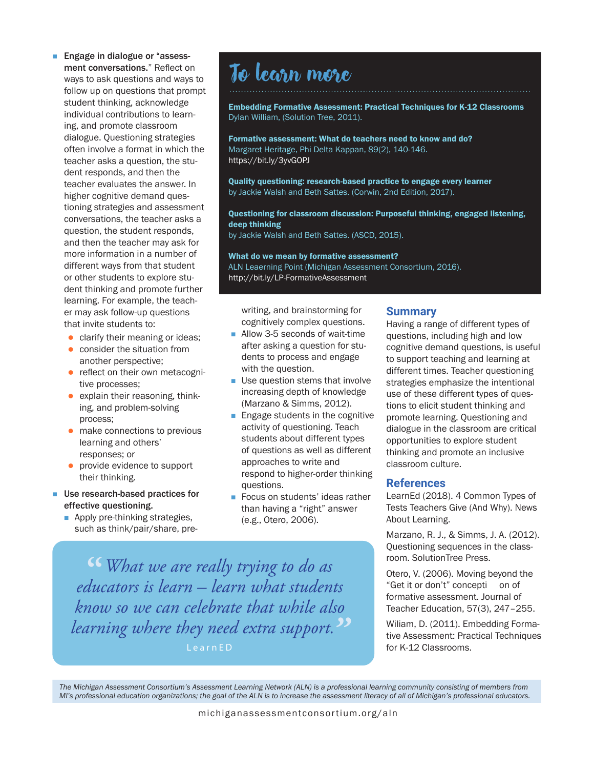- **Engage in dialogue or "assessment conversations."** Reflect on ways to ask questions and ways to follow up on questions that prompt student thinking, acknowledge individual contributions to learning, and promote classroom dialogue. Questioning strategies often involve a format in which the teacher asks a question, the student responds, and then the teacher evaluates the answer. In higher cognitive demand questioning strategies and assessment conversations, the teacher asks a question, the student responds, and then the teacher may ask for more information in a number of different ways from that student or other students to explore student thinking and promote further learning. For example, the teacher may ask follow-up questions that invite students to:
  - clarify their meaning or ideas;
  - consider the situation from another perspective;
  - reflect on their own metacognitive processes;
  - explain their reasoning, thinking, and problem-solving process;
  - make connections to previous learning and others' responses; or
  - provide evidence to support their thinking.
- **Use research-based practices for effective questioning.**
  - Apply pre-thinking strategies, such as think/pair/share, pre-writing, and brainstorming for cognitively complex questions.
  - Allow 3-5 seconds of wait-time after asking a question for students to process and engage with the question.
  - Use question stems that involve increasing depth of knowledge (Marzano & Simms, 2012).
  - Engage students in the cognitive activity of questioning. Teach students about different types of questions as well as different approaches to write and respond to higher-order thinking questions.
  - Focus on students' ideas rather than having a "right" answer (e.g., Otero, 2006).

## To learn more

**Embedding Formative Assessment: Practical Techniques for K-12 Classrooms**
Dylan William, (Solution Tree, 2011).

**Formative assessment: What do teachers need to know and do?**
Margaret Heritage, Phi Delta Kappan, 89(2), 140-146.
https://bit.ly/3yvGOPJ

**Quality questioning: research-based practice to engage every learner**
by Jackie Walsh and Beth Sattes. (Corwin, 2nd Edition, 2017).

**Questioning for classroom discussion: Purposeful thinking, engaged listening, deep thinking**
by Jackie Walsh and Beth Sattes. (ASCD, 2015).

**What do we mean by formative assessment?**
ALN Leaerning Point (Michigan Assessment Consortium, 2016).
http://bit.ly/LP-FormativeAssessment

> *"What we are really trying to do as educators is learn – learn what students know so we can celebrate that while also learning where they need extra support."*
>
> LearnED

## Summary

Having a range of different types of questions, including high and low cognitive demand questions, is useful to support teaching and learning at different times. Teacher questioning strategies emphasize the intentional use of these different types of questions to elicit student thinking and promote learning. Questioning and dialogue in the classroom are critical opportunities to explore student thinking and promote an inclusive classroom culture.

## References

LearnEd (2018). 4 Common Types of Tests Teachers Give (And Why). News About Learning.

Marzano, R. J., & Simms, J. A. (2012). Questioning sequences in the classroom. SolutionTree Press.

Otero, V. (2006). Moving beyond the "Get it or don't" concepti on of formative assessment. Journal of Teacher Education, 57(3), 247–255.

Wiliam, D. (2011). Embedding Formative Assessment: Practical Techniques for K-12 Classrooms.

*The Michigan Assessment Consortium's Assessment Learning Network (ALN) is a professional learning community consisting of members from MI's professional education organizations; the goal of the ALN is to increase the assessment literacy of all of Michigan's professional educators.*

michiganassessmentconsortium.org/aln